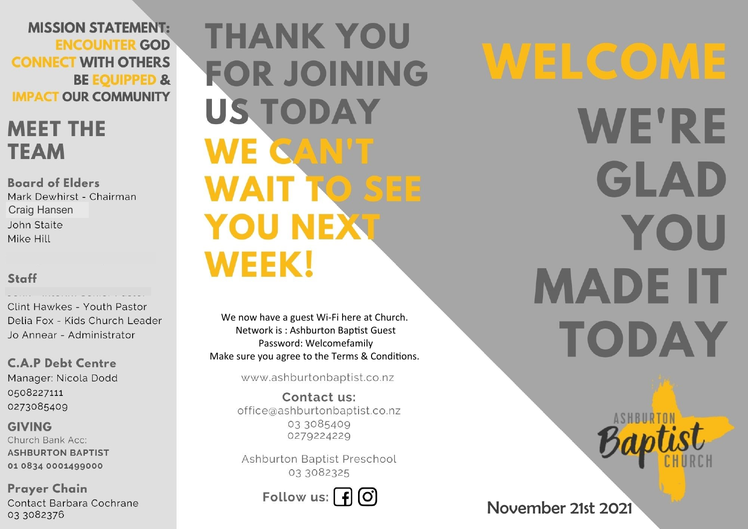**MISSION STATEMENT:**
**ENCOUNTER GOD**
**CONNECT WITH OTHERS**
**BE EQUIPPED &**
**IMPACT OUR COMMUNITY**

## MEET THE TEAM

### Board of Elders

Mark Dewhirst - Chairman
Craig Hansen
John Staite
Mike Hill

### Staff

Clint Hawkes - Youth Pastor
Delia Fox - Kids Church Leader
Jo Annear - Administrator

### C.A.P Debt Centre

Manager: Nicola Dodd
0508227111
0273085409

### GIVING

Church Bank Acc:
**ASHBURTON BAPTIST**
**01 0834 0001499000**

### Prayer Chain

Contact Barbara Cochrane
03 3082376

# THANK YOU FOR JOINING US TODAY

# WE CAN'T WAIT TO SEE YOU NEXT WEEK!

We now have a guest Wi-Fi here at Church.
Network is : Ashburton Baptist Guest
Password: Welcomefamily
Make sure you agree to the Terms & Conditions.

www.ashburtonbaptist.co.nz

**Contact us:**
office@ashburtonbaptist.co.nz
03 3085409
0279224229

Ashburton Baptist Preschool
03 3082325

Follow us:

# WELCOME

# WE'RE GLAD YOU MADE IT TODAY

ASHBURTON Baptist CHURCH

November 21st 2021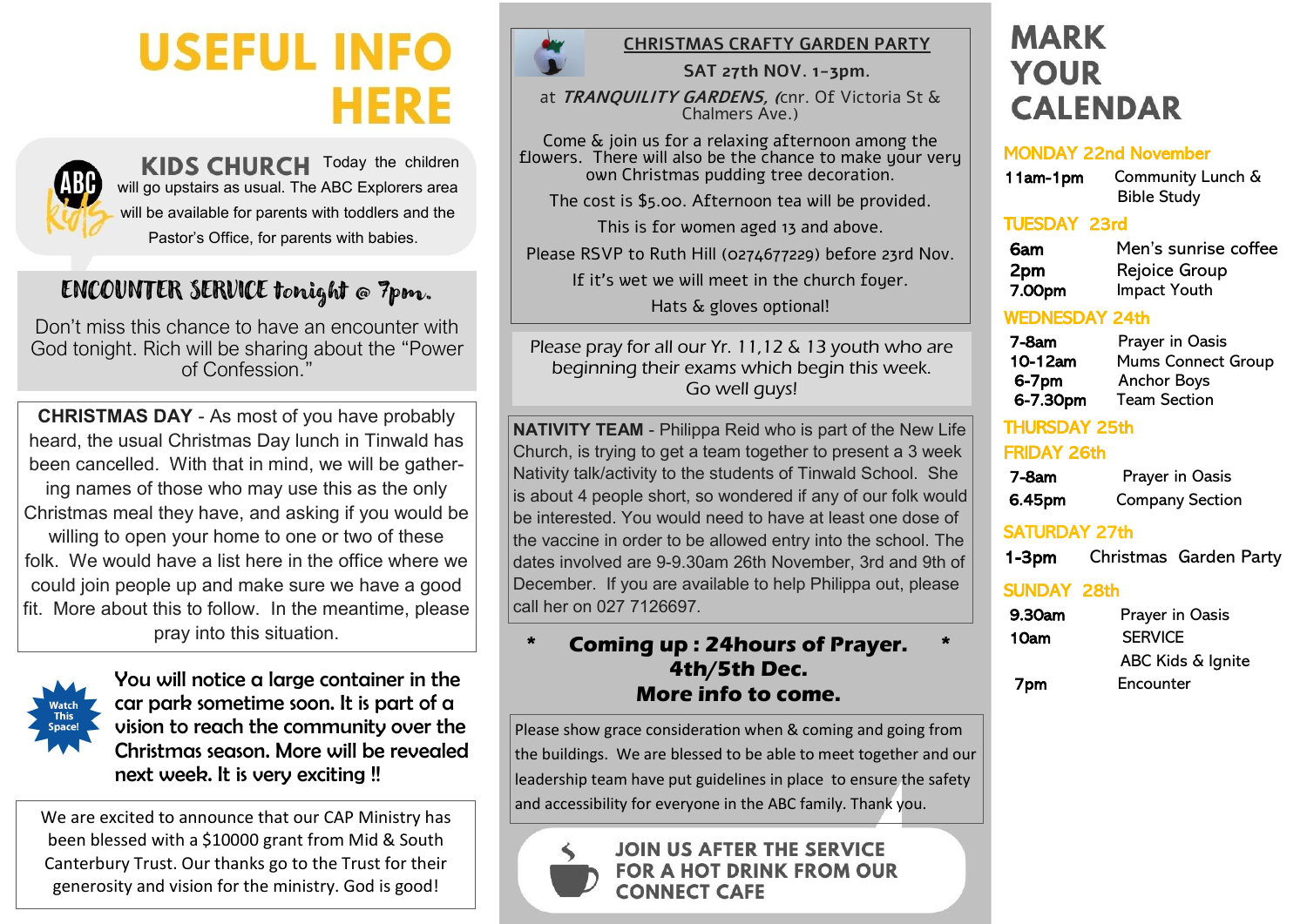# USEFUL INFO HERE

## KIDS CHURCH

Today the children will go upstairs as usual. The ABC Explorers area will be available for parents with toddlers and the Pastor's Office, for parents with babies.

## ENCOUNTER SERVICE tonight @ 7pm.

Don't miss this chance to have an encounter with God tonight. Rich will be sharing about the "Power of Confession."

**CHRISTMAS DAY** - As most of you have probably heard, the usual Christmas Day lunch in Tinwald has been cancelled. With that in mind, we will be gathering names of those who may use this as the only Christmas meal they have, and asking if you would be willing to open your home to one or two of these folk. We would have a list here in the office where we could join people up and make sure we have a good fit. More about this to follow. In the meantime, please pray into this situation.

Watch This Space!

**You will notice a large container in the car park sometime soon. It is part of a vision to reach the community over the Christmas season. More will be revealed next week. It is very exciting !!**

We are excited to announce that our CAP Ministry has been blessed with a $10000 grant from Mid & South Canterbury Trust. Our thanks go to the Trust for their generosity and vision for the ministry. God is good!

## CHRISTMAS CRAFTY GARDEN PARTY

SAT 27th NOV. 1-3pm.

at *TRANQUILITY GARDENS, (*cnr. Of Victoria St & Chalmers Ave.)

Come & join us for a relaxing afternoon among the flowers. There will also be the chance to make your very own Christmas pudding tree decoration.

The cost is $5.00. Afternoon tea will be provided.

This is for women aged 13 and above.

Please RSVP to Ruth Hill (0274677229) before 23rd Nov.

If it's wet we will meet in the church foyer.

Hats & gloves optional!

Please pray for all our Yr. 11,12 & 13 youth who are beginning their exams which begin this week. Go well guys!

**NATIVITY TEAM** - Philippa Reid who is part of the New Life Church, is trying to get a team together to present a 3 week Nativity talk/activity to the students of Tinwald School. She is about 4 people short, so wondered if any of our folk would be interested. You would need to have at least one dose of the vaccine in order to be allowed entry into the school. The dates involved are 9-9.30am 26th November, 3rd and 9th of December. If you are available to help Philippa out, please call her on 027 7126697.

**\* Coming up : 24hours of Prayer. \***
**4th/5th Dec.**
**More info to come.**

Please show grace consideration when & coming and going from the buildings. We are blessed to be able to meet together and our leadership team have put guidelines in place to ensure the safety and accessibility for everyone in the ABC family. Thank you.

**JOIN US AFTER THE SERVICE FOR A HOT DRINK FROM OUR CONNECT CAFE**

# MARK YOUR CALENDAR

### MONDAY 22nd November

| | |
|---|---|
| 11am-1pm | Community Lunch & Bible Study |

### TUESDAY 23rd

| | |
|---|---|
| 6am | Men's sunrise coffee |
| 2pm | Rejoice Group |
| 7.00pm | Impact Youth |

### WEDNESDAY 24th

| | |
|---|---|
| 7-8am | Prayer in Oasis |
| 10-12am | Mums Connect Group |
| 6-7pm | Anchor Boys |
| 6-7.30pm | Team Section |

### THURSDAY 25th

### FRIDAY 26th

| | |
|---|---|
| 7-8am | Prayer in Oasis |
| 6.45pm | Company Section |

### SATURDAY 27th

| | |
|---|---|
| 1-3pm | Christmas Garden Party |

### SUNDAY 28th

| | |
|---|---|
| 9.30am | Prayer in Oasis |
| 10am | SERVICE |
| | ABC Kids & Ignite |
| 7pm | Encounter |